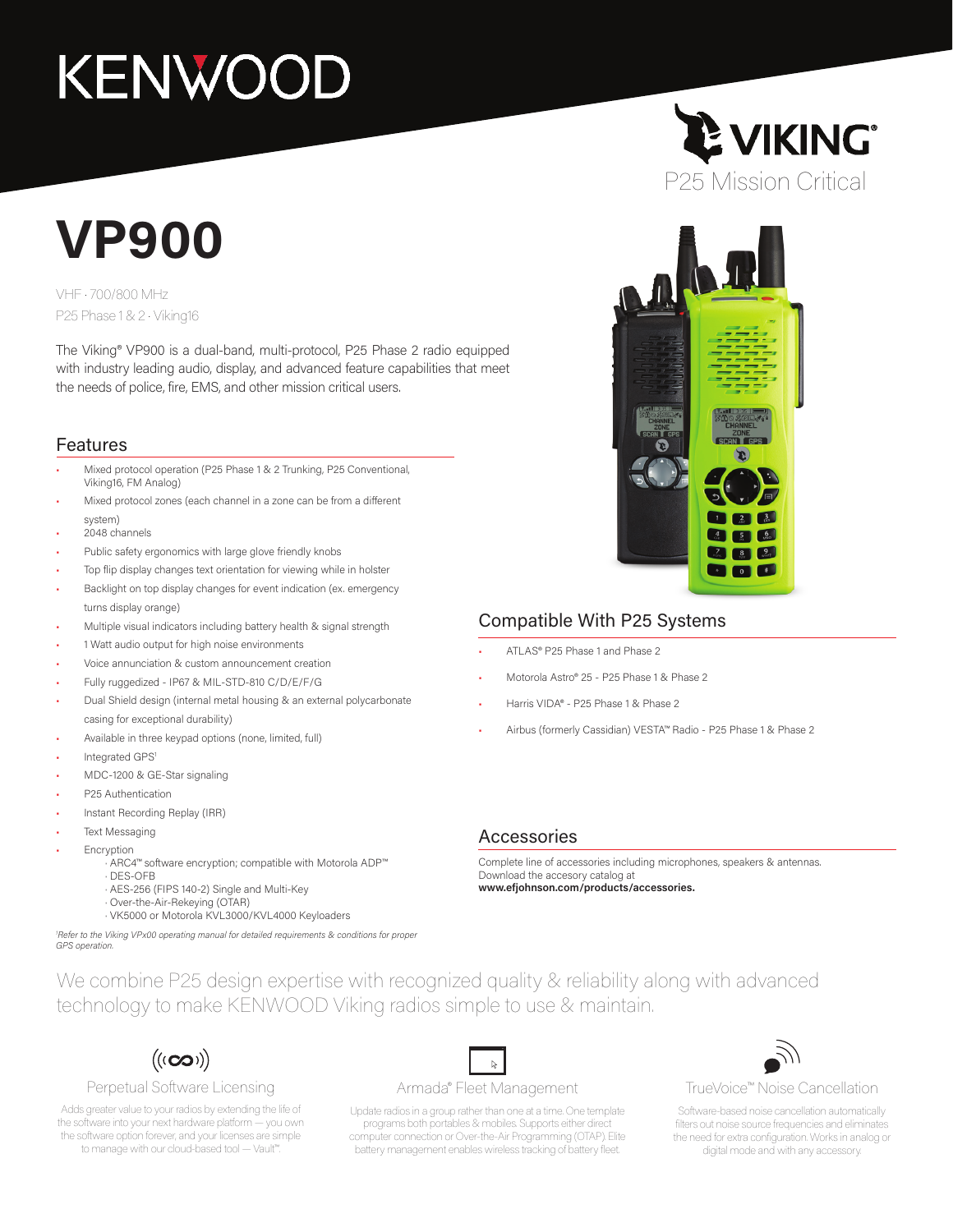KENWOOD

VIKING®

P25 Mission Critical

# VP900

VHF · 700/800 MHz

P25 Phase 1 & 2 · Viking16

The Viking® VP900 is a dual-band, multi-protocol, P25 Phase 2 radio equipped with industry leading audio, display, and advanced feature capabilities that meet the needs of police, fire, EMS, and other mission critical users.

## Features

- Mixed protocol operation (P25 Phase 1 & 2 Trunking, P25 Conventional, Viking16, FM Analog)
- Mixed protocol zones (each channel in a zone can be from a different system)
- 2048 channels
- Public safety ergonomics with large glove friendly knobs
- Top flip display changes text orientation for viewing while in holster
- Backlight on top display changes for event indication (ex. emergency turns display orange)
- Multiple visual indicators including battery health & signal strength
- 1 Watt audio output for high noise environments
- Voice annunciation & custom announcement creation
- Fully ruggedized - IP67 & MIL-STD-810 C/D/E/F/G
- Dual Shield design (internal metal housing & an external polycarbonate casing for exceptional durability)
- Available in three keypad options (none, limited, full)
- Integrated GPS[1]
- MDC-1200 & GE-Star signaling
- P25 Authentication
- Instant Recording Replay (IRR)
- Text Messaging
- Encryption
  - ARC4™ software encryption; compatible with Motorola ADP™
  - DES-OFB
  - AES-256 (FIPS 140-2) Single and Multi-Key
  - Over-the-Air-Rekeying (OTAR)
  - VK5000 or Motorola KVL3000/KVL4000 Keyloaders

*[1]Refer to the Viking VPx00 operating manual for detailed requirements & conditions for proper GPS operation.*

## Compatible With P25 Systems

- ATLAS® P25 Phase 1 and Phase 2
- Motorola Astro® 25 - P25 Phase 1 & Phase 2
- Harris VIDA® - P25 Phase 1 & Phase 2
- Airbus (formerly Cassidian) VESTA™ Radio - P25 Phase 1 & Phase 2

## Accessories

Complete line of accessories including microphones, speakers & antennas. Download the accesory catalog at **www.efjohnson.com/products/accessories.**

We combine P25 design expertise with recognized quality & reliability along with advanced technology to make KENWOOD Viking radios simple to use & maintain.

### Perpetual Software Licensing

Adds greater value to your radios by extending the life of the software into your next hardware platform — you own the software option forever, and your licenses are simple to manage with our cloud-based tool — Vault™.

### Armada® Fleet Management

Update radios in a group rather than one at a time. One template programs both portables & mobiles. Supports either direct computer connection or Over-the-Air Programming (OTAP). Elite battery management enables wireless tracking of battery fleet.

### TrueVoice™ Noise Cancellation

Software-based noise cancellation automatically filters out noise source frequencies and eliminates the need for extra configuration. Works in analog or digital mode and with any accessory.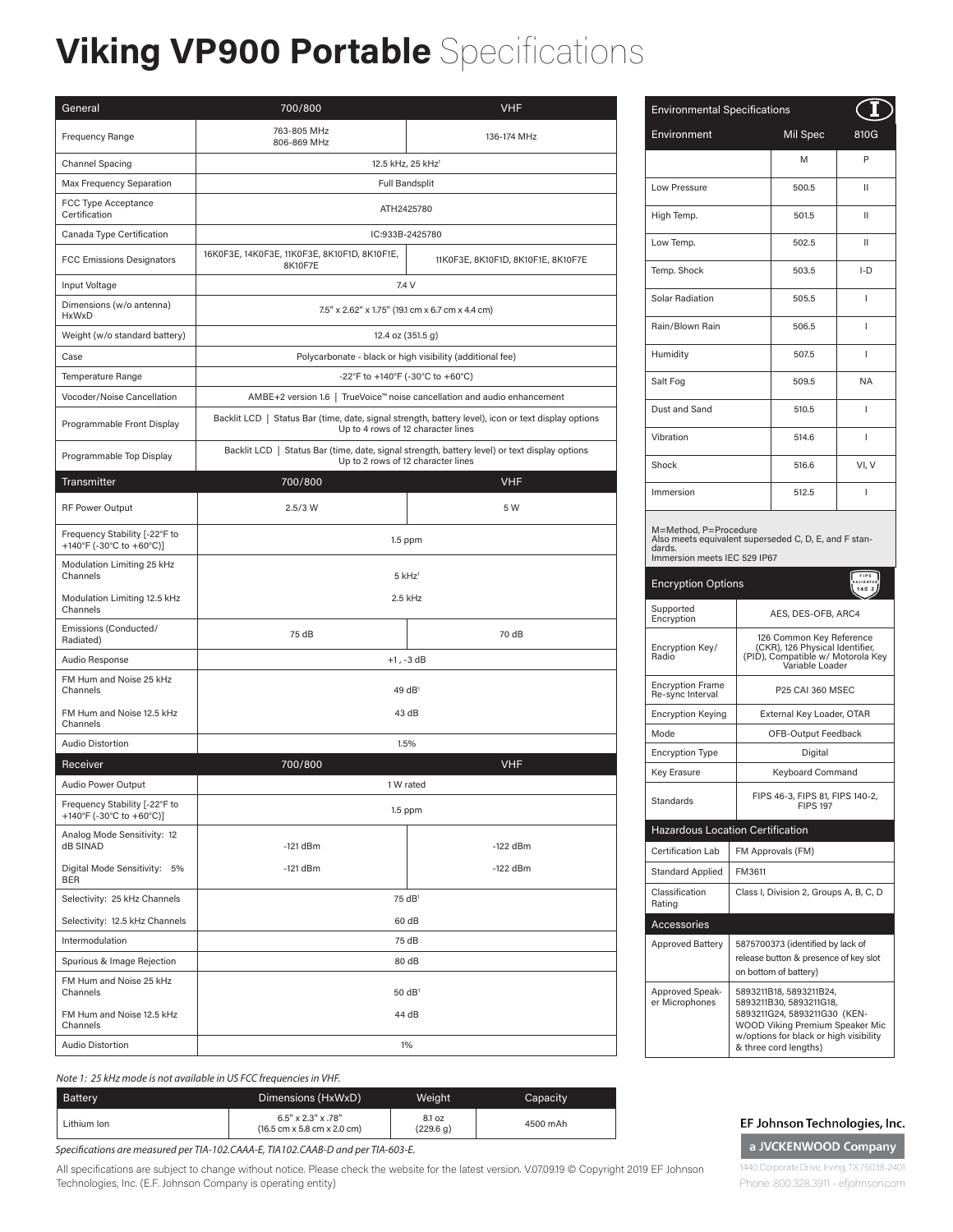# Viking VP900 Portable Specifications

| General | 700/800 | VHF |
|---|---|---|
| Frequency Range | 763-805 MHz<br>806-869 MHz | 136-174 MHz |
| Channel Spacing | 12.5 kHz, 25 kHz[1] | |
| Max Frequency Separation | Full Bandsplit | |
| FCC Type Acceptance Certification | ATH2425780 | |
| Canada Type Certification | IC:933B-2425780 | |
| FCC Emissions Designators | 16K0F3E, 14K0F3E, 11K0F3E, 8K10F1D, 8K10F1E, 8K10F7E | 11K0F3E, 8K10F1D, 8K10F1E, 8K10F7E |
| Input Voltage | 7.4 V | |
| Dimensions (w/o antenna) HxWxD | 7.5" x 2.62" x 1.75" (19.1 cm x 6.7 cm x 4.4 cm) | |
| Weight (w/o standard battery) | 12.4 oz (351.5 g) | |
| Case | Polycarbonate - black or high visibility (additional fee) | |
| Temperature Range | -22°F to +140°F (-30°C to +60°C) | |
| Vocoder/Noise Cancellation | AMBE+2 version 1.6 \| TrueVoice™ noise cancellation and audio enhancement | |
| Programmable Front Display | Backlit LCD \| Status Bar (time, date, signal strength, battery level), icon or text display options Up to 4 rows of 12 character lines | |
| Programmable Top Display | Backlit LCD \| Status Bar (time, date, signal strength, battery level) or text display options Up to 2 rows of 12 character lines | |

| Transmitter | 700/800 | VHF |
|---|---|---|
| RF Power Output | 2.5/3 W | 5 W |
| Frequency Stability [-22°F to +140°F (-30°C to +60°C)] | 1.5 ppm | |
| Modulation Limiting 25 kHz Channels | 5 kHz[1] | |
| Modulation Limiting 12.5 kHz Channels | 2.5 kHz | |
| Emissions (Conducted/Radiated) | 75 dB | 70 dB |
| Audio Response | +1 , -3 dB | |
| FM Hum and Noise 25 kHz Channels | 49 dB[1] | |
| FM Hum and Noise 12.5 kHz Channels | 43 dB | |
| Audio Distortion | 1.5% | |

| Receiver | 700/800 | VHF |
|---|---|---|
| Audio Power Output | 1 W rated | |
| Frequency Stability [-22°F to +140°F (-30°C to +60°C)] | 1.5 ppm | |
| Analog Mode Sensitivity: 12 dB SINAD | -121 dBm | -122 dBm |
| Digital Mode Sensitivity: 5% BER | -121 dBm | -122 dBm |
| Selectivity: 25 kHz Channels | 75 dB[1] | |
| Selectivity: 12.5 kHz Channels | 60 dB | |
| Intermodulation | 75 dB | |
| Spurious & Image Rejection | 80 dB | |
| FM Hum and Noise 25 kHz Channels | 50 dB[1] | |
| FM Hum and Noise 12.5 kHz Channels | 44 dB | |
| Audio Distortion | 1% | |

*Note 1: 25 kHz mode is not available in US FCC frequencies in VHF.*

| Battery | Dimensions (HxWxD) | Weight | Capacity |
|---|---|---|---|
| Lithium Ion | 6.5" x 2.3" x .78"<br>(16.5 cm x 5.8 cm x 2.0 cm) | 8.1 oz<br>(229.6 g) | 4500 mAh |

*Specifications are measured per TIA-102.CAAA-E, TIA102.CAAB-D and per TIA-603-E.*

| Environmental Specifications | | |
|---|---|---|
| Environment | Mil Spec | 810G |
| | M | P |
| Low Pressure | 500.5 | II |
| High Temp. | 501.5 | II |
| Low Temp. | 502.5 | II |
| Temp. Shock | 503.5 | I-D |
| Solar Radiation | 505.5 | I |
| Rain/Blown Rain | 506.5 | I |
| Humidity | 507.5 | I |
| Salt Fog | 509.5 | NA |
| Dust and Sand | 510.5 | I |
| Vibration | 514.6 | I |
| Shock | 516.6 | VI, V |
| Immersion | 512.5 | I |

M=Method, P=Procedure
Also meets equivalent superseded C, D, E, and F standards.
Immersion meets IEC 529 IP67

| Encryption Options | |
|---|---|
| Supported Encryption | AES, DES-OFB, ARC4 |
| Encryption Key/Radio | 126 Common Key Reference (CKR), 126 Physical Identifier, (PID), Compatible w/ Motorola Key Variable Loader |
| Encryption Frame Re-sync Interval | P25 CAI 360 MSEC |
| Encryption Keying | External Key Loader, OTAR |
| Mode | OFB-Output Feedback |
| Encryption Type | Digital |
| Key Erasure | Keyboard Command |
| Standards | FIPS 46-3, FIPS 81, FIPS 140-2, FIPS 197 |

| Hazardous Location Certification | |
|---|---|
| Certification Lab | FM Approvals (FM) |
| Standard Applied | FM3611 |
| Classification Rating | Class I, Division 2, Groups A, B, C, D |

| Accessories | |
|---|---|
| Approved Battery | 5875700373 (identified by lack of release button & presence of key slot on bottom of battery) |
| Approved Speaker Microphones | 5893211B18, 5893211B24, 5893211B30, 5893211G18, 5893211G24, 5893211G30 (KENWOOD Viking Premium Speaker Mic w/options for black or high visibility & three cord lengths) |

All specifications are subject to change without notice. Please check the website for the latest version. V.07.09.19 © Copyright 2019 EF Johnson Technologies, Inc. (E.F. Johnson Company is operating entity)

**EF Johnson Technologies, Inc.**
a JVCKENWOOD Company
1440 Corporate Drive, Irving, TX 75038-2401
Phone: 800.328.3911 · efjohnson.com